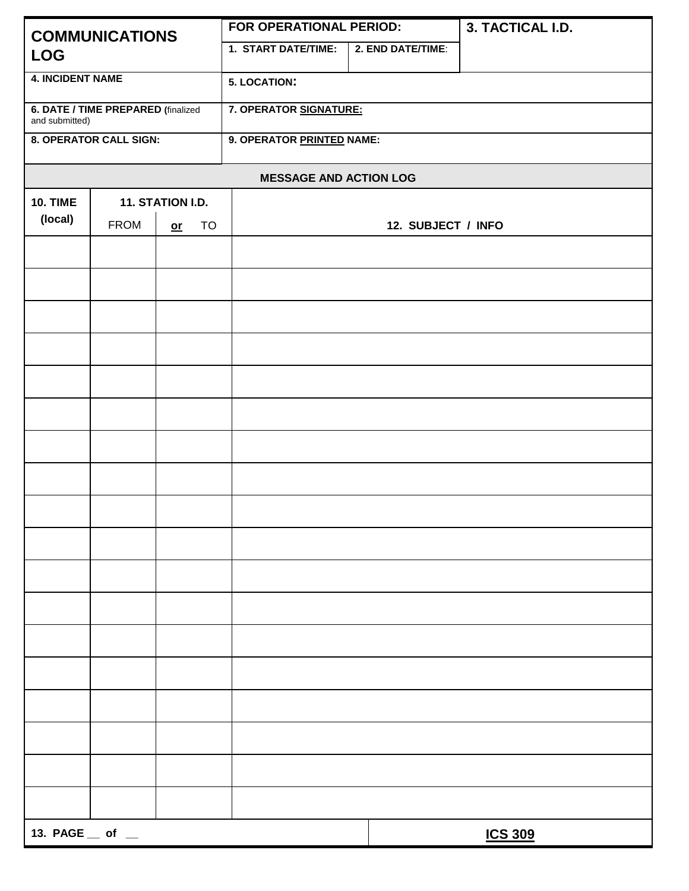| **COMMUNICATIONS LOG** | **FOR OPERATIONAL PERIOD:** | | **3. TACTICAL I.D.** |
|---|---|---|---|
| | **1. START DATE/TIME:** | **2. END DATE/TIME:** | |
| **4. INCIDENT NAME** | **5. LOCATION:** | | |
| **6. DATE / TIME PREPARED (**finalized and submitted) | **7. OPERATOR SIGNATURE:** | | |
| **8. OPERATOR CALL SIGN:** | **9. OPERATOR PRINTED NAME:** | | |

**MESSAGE AND ACTION LOG**

| **10. TIME (local)** | **11. STATION I.D.** | | **12. SUBJECT / INFO** |
|---|---|---|---|
| | FROM | **or** TO | |
| | | | |
| | | | |
| | | | |
| | | | |
| | | | |
| | | | |
| | | | |
| | | | |
| | | | |
| | | | |
| | | | |
| | | | |
| | | | |
| | | | |
| | | | |
| | | | |
| | | | |
| | | | |

**13. PAGE __ of __** | **ICS 309**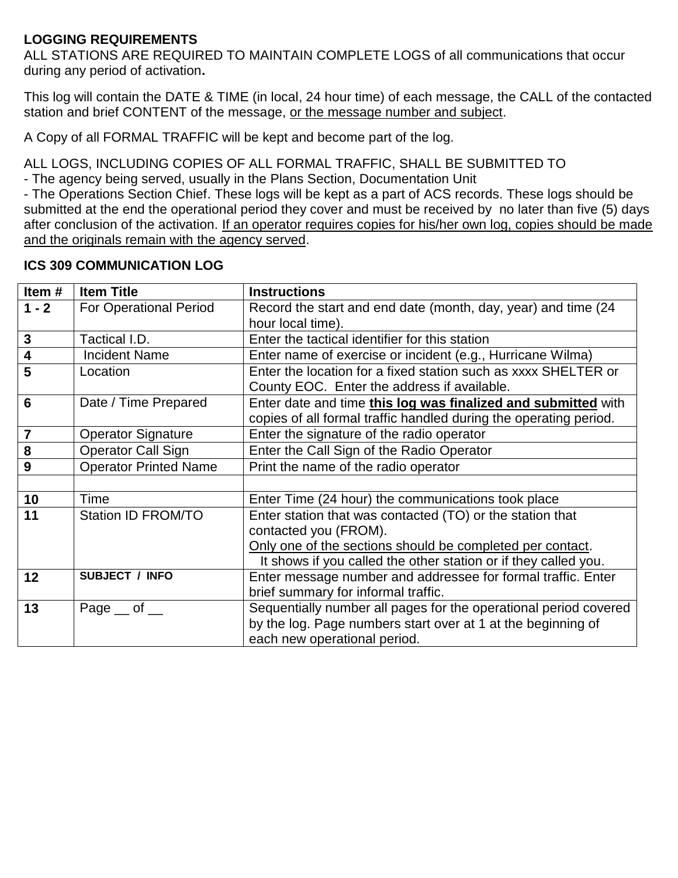**LOGGING REQUIREMENTS**
ALL STATIONS ARE REQUIRED TO MAINTAIN COMPLETE LOGS of all communications that occur during any period of activation**.**

This log will contain the DATE & TIME (in local, 24 hour time) of each message, the CALL of the contacted station and brief CONTENT of the message, or the message number and subject.

A Copy of all FORMAL TRAFFIC will be kept and become part of the log.

ALL LOGS, INCLUDING COPIES OF ALL FORMAL TRAFFIC, SHALL BE SUBMITTED TO
- The agency being served, usually in the Plans Section, Documentation Unit
- The Operations Section Chief. These logs will be kept as a part of ACS records. These logs should be submitted at the end the operational period they cover and must be received by no later than five (5) days after conclusion of the activation. If an operator requires copies for his/her own log, copies should be made and the originals remain with the agency served.

**ICS 309 COMMUNICATION LOG**

| **Item #** | **Item Title** | **Instructions** |
|---|---|---|
| **1 - 2** | For Operational Period | Record the start and end date (month, day, year) and time (24 hour local time). |
| **3** | Tactical I.D. | Enter the tactical identifier for this station |
| **4** | Incident Name | Enter name of exercise or incident (e.g., Hurricane Wilma) |
| **5** | Location | Enter the location for a fixed station such as xxxx SHELTER or County EOC. Enter the address if available. |
| **6** | Date / Time Prepared | Enter date and time **this log was finalized and submitted** with copies of all formal traffic handled during the operating period. |
| **7** | Operator Signature | Enter the signature of the radio operator |
| **8** | Operator Call Sign | Enter the Call Sign of the Radio Operator |
| **9** | Operator Printed Name | Print the name of the radio operator |
| | | |
| **10** | Time | Enter Time (24 hour) the communications took place |
| **11** | Station ID FROM/TO | Enter station that was contacted (TO) or the station that contacted you (FROM). Only one of the sections should be completed per contact. It shows if you called the other station or if they called you. |
| **12** | SUBJECT / INFO | Enter message number and addressee for formal traffic. Enter brief summary for informal traffic. |
| **13** | Page __ of __ | Sequentially number all pages for the operational period covered by the log. Page numbers start over at 1 at the beginning of each new operational period. |